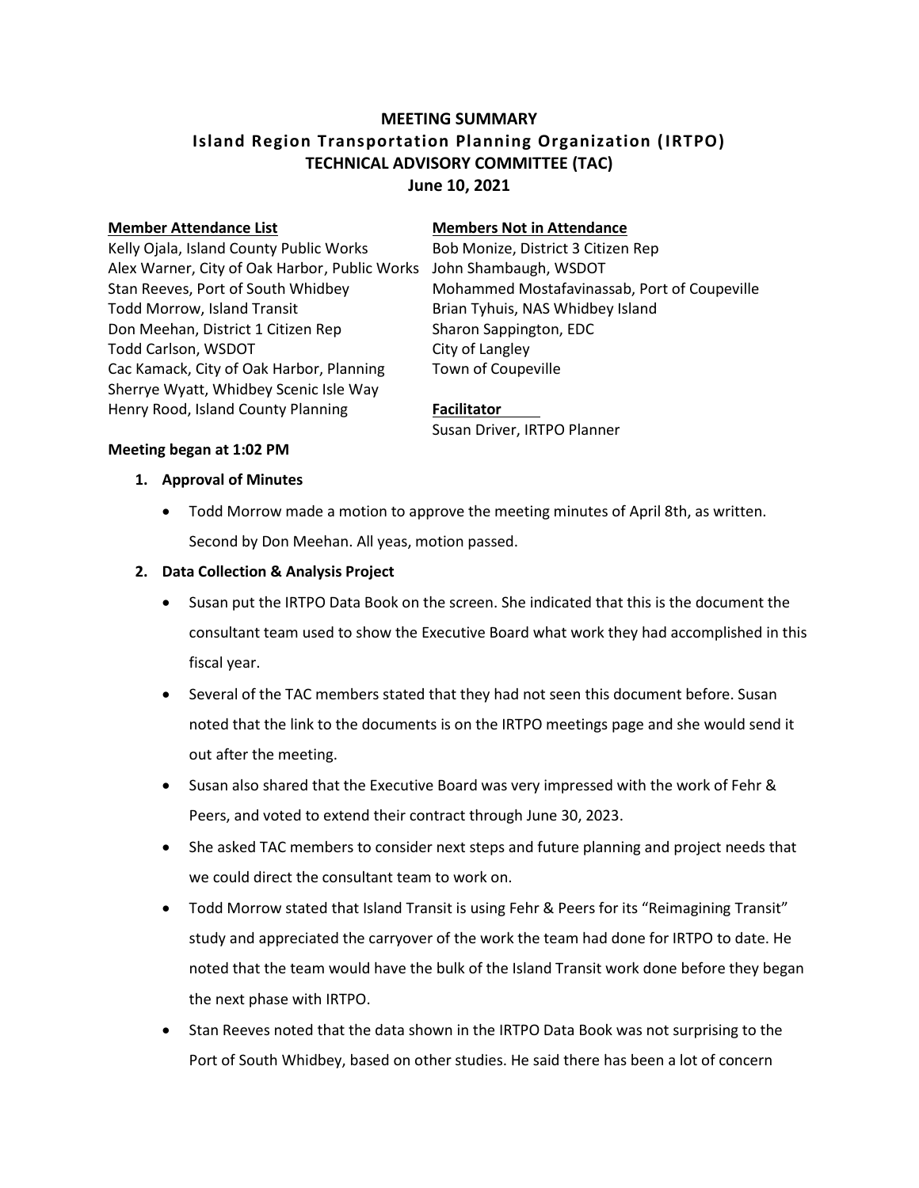# MEETING SUMMARY
## Island Region Transportation Planning Organization (IRTPO)
## TECHNICAL ADVISORY COMMITTEE (TAC)
## June 10, 2021

**Member Attendance List**

Kelly Ojala, Island County Public Works
Alex Warner, City of Oak Harbor, Public Works
Stan Reeves, Port of South Whidbey
Todd Morrow, Island Transit
Don Meehan, District 1 Citizen Rep
Todd Carlson, WSDOT
Cac Kamack, City of Oak Harbor, Planning
Sherrye Wyatt, Whidbey Scenic Isle Way
Henry Rood, Island County Planning

**Members Not in Attendance**

Bob Monize, District 3 Citizen Rep
John Shambaugh, WSDOT
Mohammed Mostafavinassab, Port of Coupeville
Brian Tyhuis, NAS Whidbey Island
Sharon Sappington, EDC
City of Langley
Town of Coupeville

**Facilitator**

Susan Driver, IRTPO Planner

**Meeting began at 1:02 PM**

1. **Approval of Minutes**
   - Todd Morrow made a motion to approve the meeting minutes of April 8th, as written. Second by Don Meehan. All yeas, motion passed.

2. **Data Collection & Analysis Project**
   - Susan put the IRTPO Data Book on the screen. She indicated that this is the document the consultant team used to show the Executive Board what work they had accomplished in this fiscal year.
   - Several of the TAC members stated that they had not seen this document before. Susan noted that the link to the documents is on the IRTPO meetings page and she would send it out after the meeting.
   - Susan also shared that the Executive Board was very impressed with the work of Fehr & Peers, and voted to extend their contract through June 30, 2023.
   - She asked TAC members to consider next steps and future planning and project needs that we could direct the consultant team to work on.
   - Todd Morrow stated that Island Transit is using Fehr & Peers for its "Reimagining Transit" study and appreciated the carryover of the work the team had done for IRTPO to date. He noted that the team would have the bulk of the Island Transit work done before they began the next phase with IRTPO.
   - Stan Reeves noted that the data shown in the IRTPO Data Book was not surprising to the Port of South Whidbey, based on other studies. He said there has been a lot of concern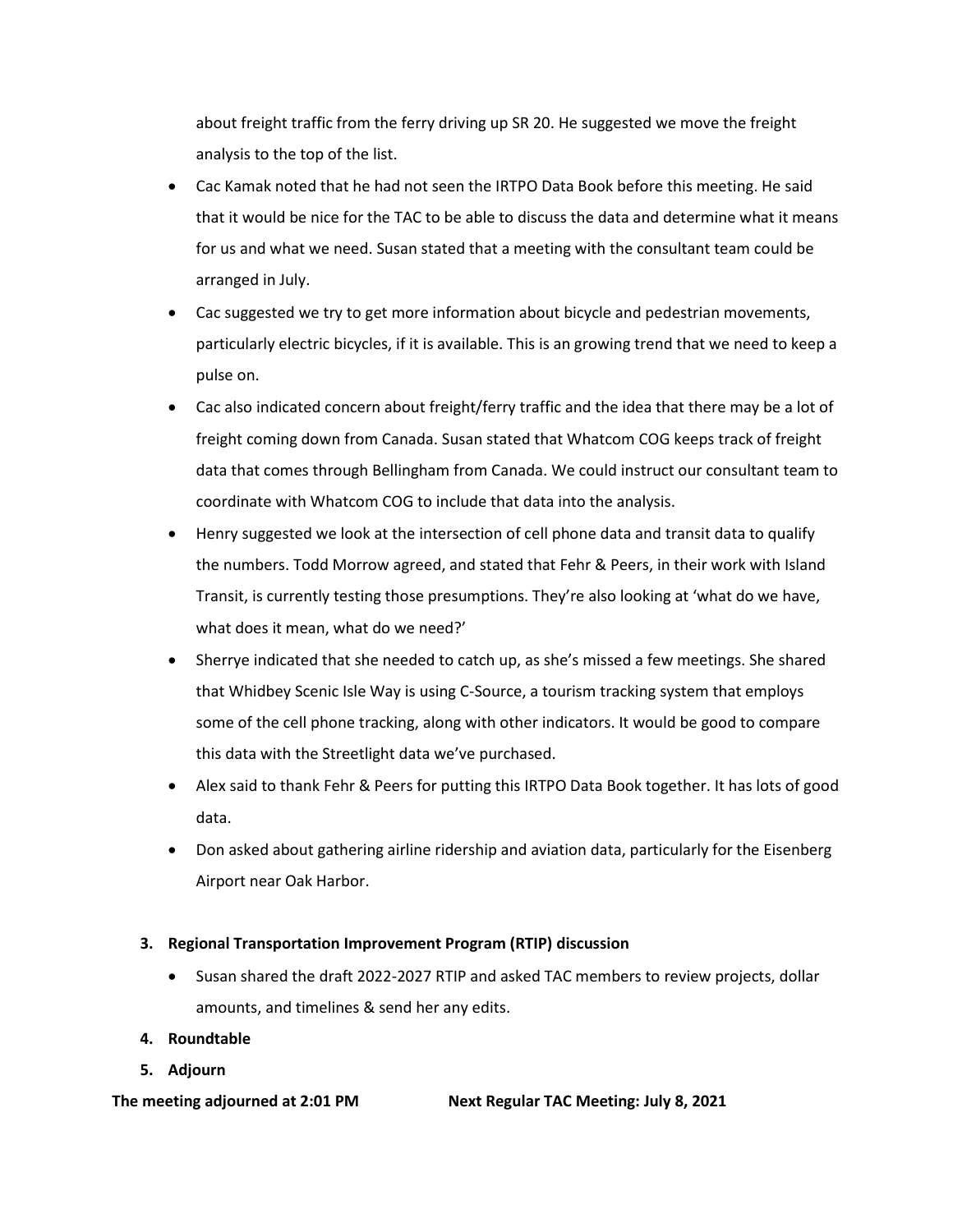about freight traffic from the ferry driving up SR 20. He suggested we move the freight analysis to the top of the list.

- Cac Kamak noted that he had not seen the IRTPO Data Book before this meeting. He said that it would be nice for the TAC to be able to discuss the data and determine what it means for us and what we need. Susan stated that a meeting with the consultant team could be arranged in July.
- Cac suggested we try to get more information about bicycle and pedestrian movements, particularly electric bicycles, if it is available. This is an growing trend that we need to keep a pulse on.
- Cac also indicated concern about freight/ferry traffic and the idea that there may be a lot of freight coming down from Canada. Susan stated that Whatcom COG keeps track of freight data that comes through Bellingham from Canada. We could instruct our consultant team to coordinate with Whatcom COG to include that data into the analysis.
- Henry suggested we look at the intersection of cell phone data and transit data to qualify the numbers. Todd Morrow agreed, and stated that Fehr & Peers, in their work with Island Transit, is currently testing those presumptions. They're also looking at 'what do we have, what does it mean, what do we need?'
- Sherrye indicated that she needed to catch up, as she's missed a few meetings. She shared that Whidbey Scenic Isle Way is using C-Source, a tourism tracking system that employs some of the cell phone tracking, along with other indicators. It would be good to compare this data with the Streetlight data we've purchased.
- Alex said to thank Fehr & Peers for putting this IRTPO Data Book together. It has lots of good data.
- Don asked about gathering airline ridership and aviation data, particularly for the Eisenberg Airport near Oak Harbor.

**3. Regional Transportation Improvement Program (RTIP) discussion**

- Susan shared the draft 2022-2027 RTIP and asked TAC members to review projects, dollar amounts, and timelines & send her any edits.

**4. Roundtable**

**5. Adjourn**

**The meeting adjourned at 2:01 PM** **Next Regular TAC Meeting: July 8, 2021**